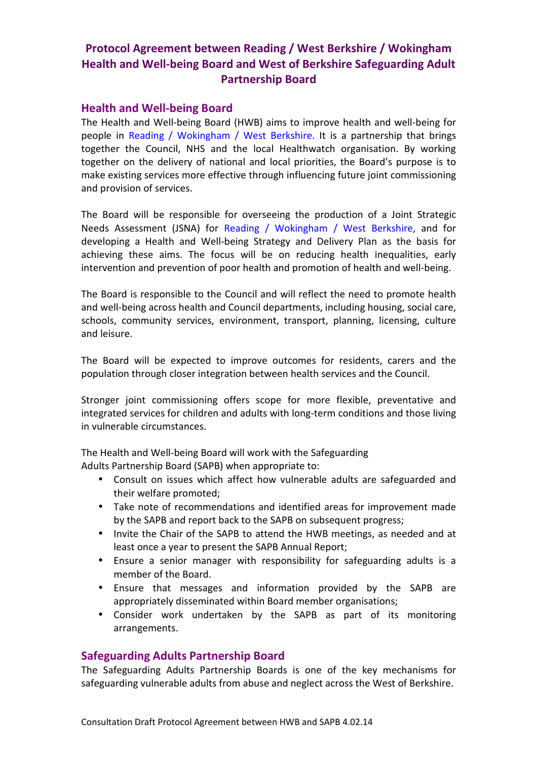# Protocol Agreement between Reading / West Berkshire / Wokingham Health and Well-being Board and West of Berkshire Safeguarding Adult Partnership Board

## Health and Well-being Board

The Health and Well-being Board (HWB) aims to improve health and well-being for people in Reading / Wokingham / West Berkshire. It is a partnership that brings together the Council, NHS and the local Healthwatch organisation. By working together on the delivery of national and local priorities, the Board's purpose is to make existing services more effective through influencing future joint commissioning and provision of services.

The Board will be responsible for overseeing the production of a Joint Strategic Needs Assessment (JSNA) for Reading / Wokingham / West Berkshire, and for developing a Health and Well-being Strategy and Delivery Plan as the basis for achieving these aims. The focus will be on reducing health inequalities, early intervention and prevention of poor health and promotion of health and well-being.

The Board is responsible to the Council and will reflect the need to promote health and well-being across health and Council departments, including housing, social care, schools, community services, environment, transport, planning, licensing, culture and leisure.

The Board will be expected to improve outcomes for residents, carers and the population through closer integration between health services and the Council.

Stronger joint commissioning offers scope for more flexible, preventative and integrated services for children and adults with long-term conditions and those living in vulnerable circumstances.

The Health and Well-being Board will work with the Safeguarding Adults Partnership Board (SAPB) when appropriate to:

- Consult on issues which affect how vulnerable adults are safeguarded and their welfare promoted;
- Take note of recommendations and identified areas for improvement made by the SAPB and report back to the SAPB on subsequent progress;
- Invite the Chair of the SAPB to attend the HWB meetings, as needed and at least once a year to present the SAPB Annual Report;
- Ensure a senior manager with responsibility for safeguarding adults is a member of the Board.
- Ensure that messages and information provided by the SAPB are appropriately disseminated within Board member organisations;
- Consider work undertaken by the SAPB as part of its monitoring arrangements.

## Safeguarding Adults Partnership Board

The Safeguarding Adults Partnership Boards is one of the key mechanisms for safeguarding vulnerable adults from abuse and neglect across the West of Berkshire.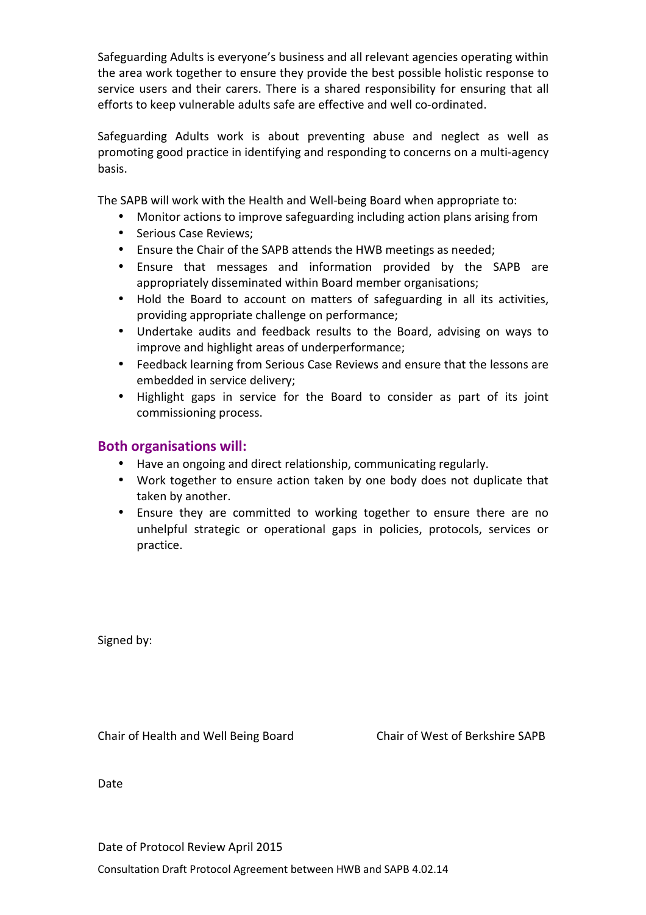Safeguarding Adults is everyone's business and all relevant agencies operating within the area work together to ensure they provide the best possible holistic response to service users and their carers. There is a shared responsibility for ensuring that all efforts to keep vulnerable adults safe are effective and well co-ordinated.

Safeguarding Adults work is about preventing abuse and neglect as well as promoting good practice in identifying and responding to concerns on a multi-agency basis.

The SAPB will work with the Health and Well-being Board when appropriate to:

- Monitor actions to improve safeguarding including action plans arising from
- Serious Case Reviews;
- Ensure the Chair of the SAPB attends the HWB meetings as needed;
- Ensure that messages and information provided by the SAPB are appropriately disseminated within Board member organisations;
- Hold the Board to account on matters of safeguarding in all its activities, providing appropriate challenge on performance;
- Undertake audits and feedback results to the Board, advising on ways to improve and highlight areas of underperformance;
- Feedback learning from Serious Case Reviews and ensure that the lessons are embedded in service delivery;
- Highlight gaps in service for the Board to consider as part of its joint commissioning process.

## Both organisations will:

- Have an ongoing and direct relationship, communicating regularly.
- Work together to ensure action taken by one body does not duplicate that taken by another.
- Ensure they are committed to working together to ensure there are no unhelpful strategic or operational gaps in policies, protocols, services or practice.

Signed by:

Chair of Health and Well Being Board

Chair of West of Berkshire SAPB

Date

Date of Protocol Review April 2015

Consultation Draft Protocol Agreement between HWB and SAPB 4.02.14